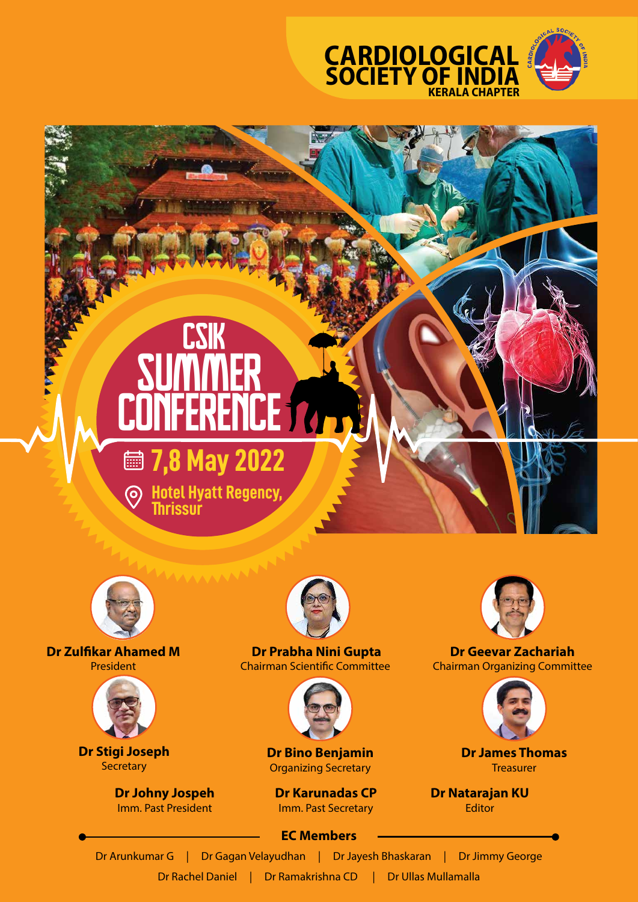# CARDIOLOGICAL SOCIETY OF INDIA

KERALA CHAPTER

# CSIK SUMMER CONFERENCE

7,8 May 2022

Hotel Hyatt Regency, Thrissur

**Dr Zulfikar Ahamed M**
President

**Dr Prabha Nini Gupta**
Chairman Scientific Committee

**Dr Geevar Zachariah**
Chairman Organizing Committee

**Dr Stigi Joseph**
Secretary

**Dr Bino Benjamin**
Organizing Secretary

**Dr James Thomas**
Treasurer

**Dr Johny Jospeh**
Imm. Past President

**Dr Karunadas CP**
Imm. Past Secretary

**Dr Natarajan KU**
Editor

**EC Members**

Dr Arunkumar G | Dr Gagan Velayudhan | Dr Jayesh Bhaskaran | Dr Jimmy George

Dr Rachel Daniel | Dr Ramakrishna CD | Dr Ullas Mullamalla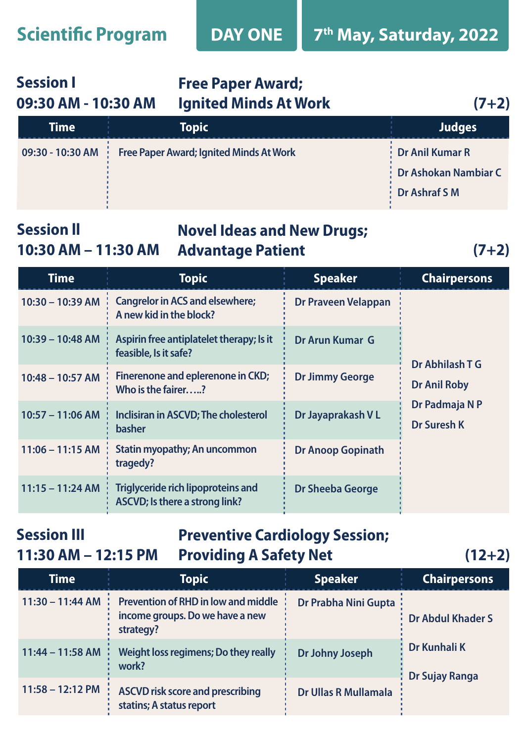# Scientific Program

**DAY ONE** | **7th May, Saturday, 2022**

## Session I
### 09:30 AM - 10:30 AM — Free Paper Award; Ignited Minds At Work (7+2)

| Time | Topic | Judges |
|---|---|---|
| 09:30 - 10:30 AM | Free Paper Award; Ignited Minds At Work | Dr Anil Kumar R<br>Dr Ashokan Nambiar C<br>Dr Ashraf S M |

## Session II
### 10:30 AM – 11:30 AM — Novel Ideas and New Drugs; Advantage Patient (7+2)

| Time | Topic | Speaker | Chairpersons |
|---|---|---|---|
| 10:30 – 10:39 AM | Cangrelor in ACS and elsewhere; A new kid in the block? | Dr Praveen Velappan | Dr Abhilash T G<br>Dr Anil Roby<br>Dr Padmaja N P<br>Dr Suresh K |
| 10:39 – 10:48 AM | Aspirin free antiplatelet therapy; Is it feasible, Is it safe? | Dr Arun Kumar G | |
| 10:48 – 10:57 AM | Finerenone and eplerenone in CKD; Who is the fairer…..? | Dr Jimmy George | |
| 10:57 – 11:06 AM | Inclisiran in ASCVD; The cholesterol basher | Dr Jayaprakash V L | |
| 11:06 – 11:15 AM | Statin myopathy; An uncommon tragedy? | Dr Anoop Gopinath | |
| 11:15 – 11:24 AM | Triglyceride rich lipoproteins and ASCVD; Is there a strong link? | Dr Sheeba George | |

## Session III
### 11:30 AM – 12:15 PM — Preventive Cardiology Session; Providing A Safety Net (12+2)

| Time | Topic | Speaker | Chairpersons |
|---|---|---|---|
| 11:30 – 11:44 AM | Prevention of RHD in low and middle income groups. Do we have a new strategy? | Dr Prabha Nini Gupta | Dr Abdul Khader S<br>Dr Kunhali K<br>Dr Sujay Ranga |
| 11:44 – 11:58 AM | Weight loss regimens; Do they really work? | Dr Johny Joseph | |
| 11:58 – 12:12 PM | ASCVD risk score and prescribing statins; A status report | Dr Ullas R Mullamala | |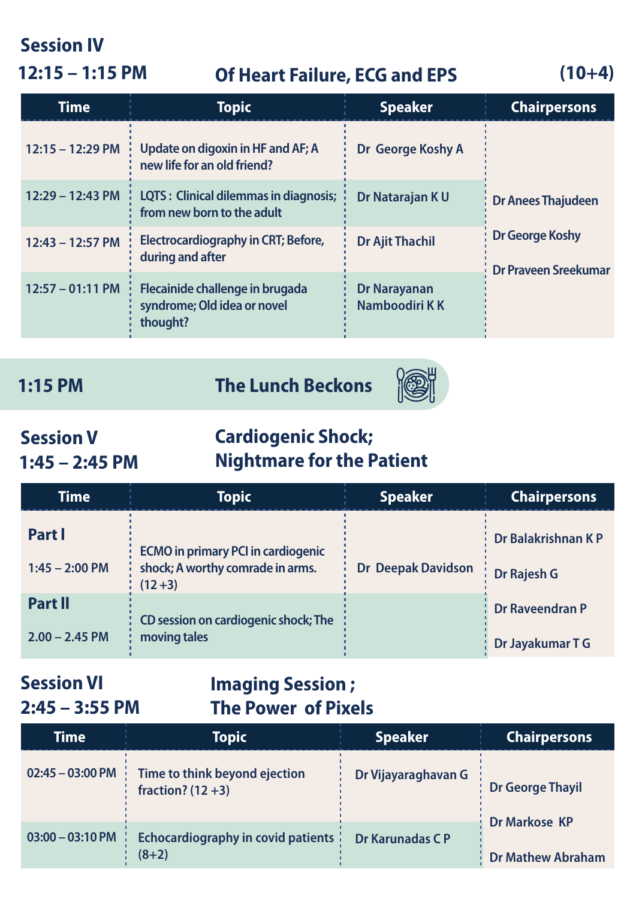## Session IV

**12:15 – 1:15 PM** **Of Heart Failure, ECG and EPS** **(10+4)**

| Time | Topic | Speaker | Chairpersons |
|---|---|---|---|
| 12:15 – 12:29 PM | Update on digoxin in HF and AF; A new life for an old friend? | Dr George Koshy A | Dr Anees Thajudeen<br>Dr George Koshy<br>Dr Praveen Sreekumar |
| 12:29 – 12:43 PM | LQTS : Clinical dilemmas in diagnosis; from new born to the adult | Dr Natarajan K U | |
| 12:43 – 12:57 PM | Electrocardiography in CRT; Before, during and after | Dr Ajit Thachil | |
| 12:57 – 01:11 PM | Flecainide challenge in brugada syndrome; Old idea or novel thought? | Dr Narayanan Namboodiri K K | |

**1:15 PM** **The Lunch Beckons**

## Session V

**1:45 – 2:45 PM** **Cardiogenic Shock; Nightmare for the Patient**

| Time | Topic | Speaker | Chairpersons |
|---|---|---|---|
| **Part I**<br>1:45 – 2:00 PM | ECMO in primary PCI in cardiogenic shock; A worthy comrade in arms. (12 +3) | Dr Deepak Davidson | Dr Balakrishnan K P<br>Dr Rajesh G<br>Dr Raveendran P<br>Dr Jayakumar T G |
| **Part II**<br>2.00 – 2.45 PM | CD session on cardiogenic shock; The moving tales | | |

## Session VI

**2:45 – 3:55 PM** **Imaging Session ; The Power of Pixels**

| Time | Topic | Speaker | Chairpersons |
|---|---|---|---|
| 02:45 – 03:00 PM | Time to think beyond ejection fraction? (12 +3) | Dr Vijayaraghavan G | Dr George Thayil<br>Dr Markose KP<br>Dr Mathew Abraham |
| 03:00 – 03:10 PM | Echocardiography in covid patients (8+2) | Dr Karunadas C P | |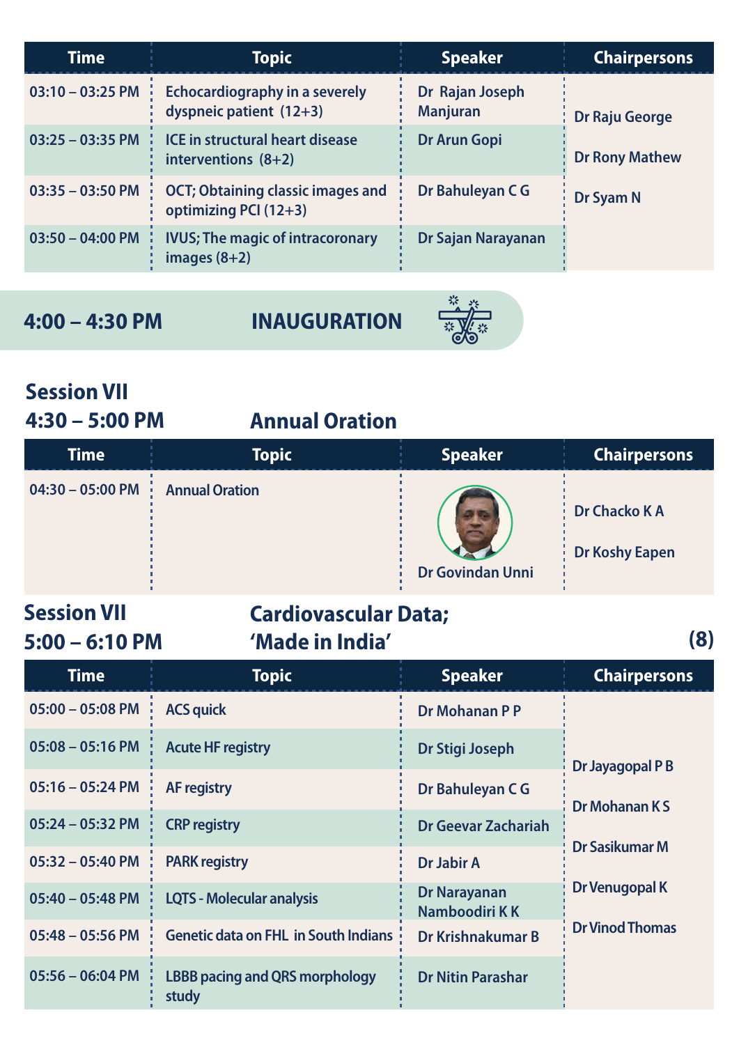| Time | Topic | Speaker | Chairpersons |
|---|---|---|---|
| 03:10 – 03:25 PM | Echocardiography in a severely dyspneic patient (12+3) | Dr Rajan Joseph Manjuran | Dr Raju George<br>Dr Rony Mathew<br>Dr Syam N |
| 03:25 – 03:35 PM | ICE in structural heart disease interventions (8+2) | Dr Arun Gopi | |
| 03:35 – 03:50 PM | OCT; Obtaining classic images and optimizing PCI (12+3) | Dr Bahuleyan C G | |
| 03:50 – 04:00 PM | IVUS; The magic of intracoronary images (8+2) | Dr Sajan Narayanan | |

**4:00 – 4:30 PM** **INAUGURATION**

## Session VII
## 4:30 – 5:00 PM Annual Oration

| Time | Topic | Speaker | Chairpersons |
|---|---|---|---|
| 04:30 – 05:00 PM | Annual Oration | Dr Govindan Unni | Dr Chacko K A<br>Dr Koshy Eapen |

## Session VII
## 5:00 – 6:10 PM Cardiovascular Data; 'Made in India' (8)

| Time | Topic | Speaker | Chairpersons |
|---|---|---|---|
| 05:00 – 05:08 PM | ACS quick | Dr Mohanan P P | Dr Jayagopal P B<br>Dr Mohanan K S<br>Dr Sasikumar M<br>Dr Venugopal K<br>Dr Vinod Thomas |
| 05:08 – 05:16 PM | Acute HF registry | Dr Stigi Joseph | |
| 05:16 – 05:24 PM | AF registry | Dr Bahuleyan C G | |
| 05:24 – 05:32 PM | CRP registry | Dr Geevar Zachariah | |
| 05:32 – 05:40 PM | PARK registry | Dr Jabir A | |
| 05:40 – 05:48 PM | LQTS - Molecular analysis | Dr Narayanan Namboodiri K K | |
| 05:48 – 05:56 PM | Genetic data on FHL in South Indians | Dr Krishnakumar B | |
| 05:56 – 06:04 PM | LBBB pacing and QRS morphology study | Dr Nitin Parashar | |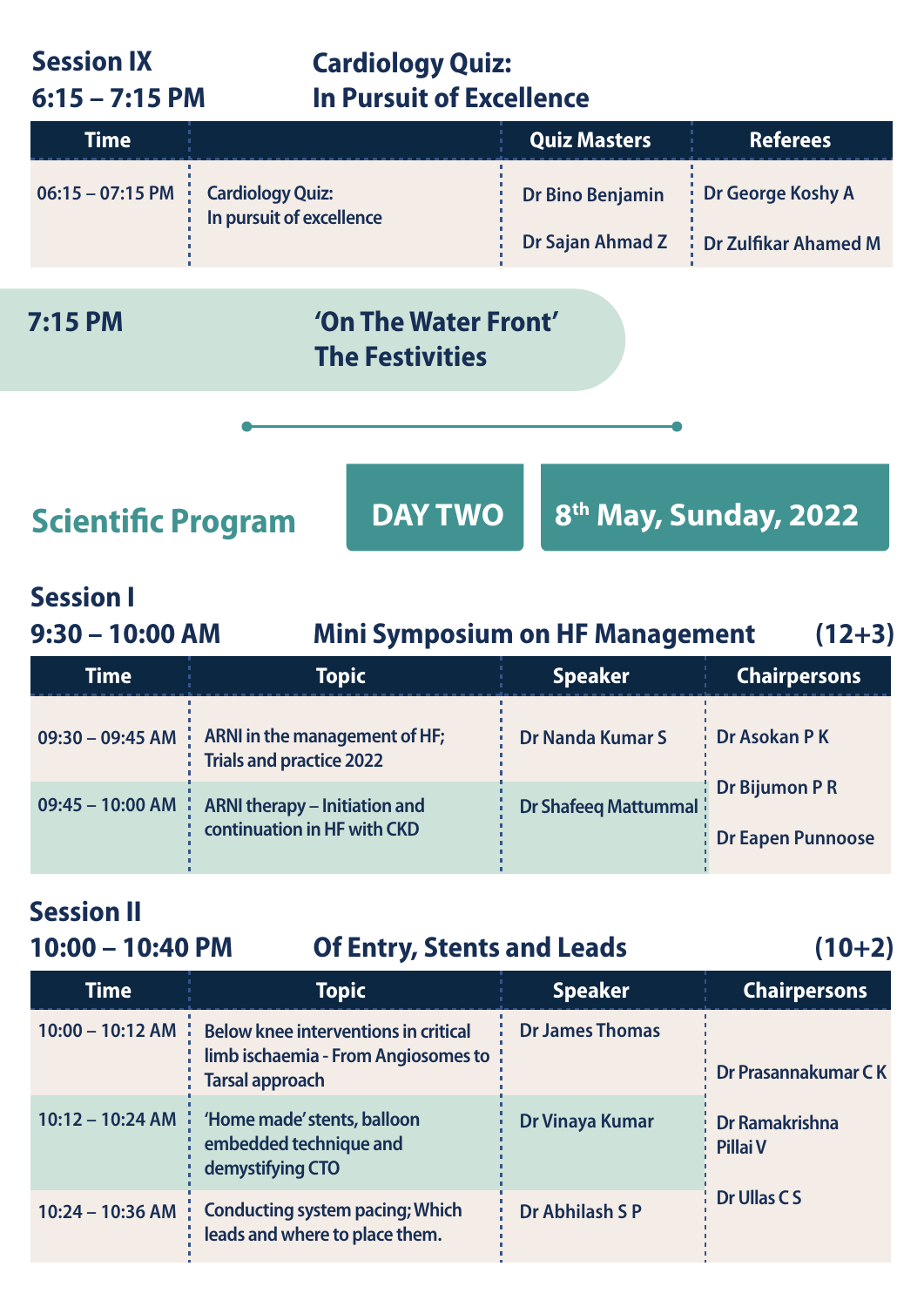**Session IX**
**6:15 – 7:15 PM**

## Cardiology Quiz: In Pursuit of Excellence

| Time | | Quiz Masters | Referees |
|---|---|---|---|
| 06:15 – 07:15 PM | Cardiology Quiz: In pursuit of excellence | Dr Bino Benjamin<br>Dr Sajan Ahmad Z | Dr George Koshy A<br>Dr Zulfikar Ahamed M |

**7:15 PM** **'On The Water Front' The Festivities**

# Scientific Program

**DAY TWO**

**8th May, Sunday, 2022**

**Session I**
**9:30 – 10:00 AM**

## Mini Symposium on HF Management (12+3)

| Time | Topic | Speaker | Chairpersons |
|---|---|---|---|
| 09:30 – 09:45 AM | ARNI in the management of HF; Trials and practice 2022 | Dr Nanda Kumar S | Dr Asokan P K<br>Dr Bijumon P R<br>Dr Eapen Punnoose |
| 09:45 – 10:00 AM | ARNI therapy – Initiation and continuation in HF with CKD | Dr Shafeeq Mattummal | |

**Session II**
**10:00 – 10:40 PM**

## Of Entry, Stents and Leads (10+2)

| Time | Topic | Speaker | Chairpersons |
|---|---|---|---|
| 10:00 – 10:12 AM | Below knee interventions in critical limb ischaemia - From Angiosomes to Tarsal approach | Dr James Thomas | Dr Prasannakumar C K<br>Dr Ramakrishna Pillai V<br>Dr Ullas C S |
| 10:12 – 10:24 AM | 'Home made' stents, balloon embedded technique and demystifying CTO | Dr Vinaya Kumar | |
| 10:24 – 10:36 AM | Conducting system pacing; Which leads and where to place them. | Dr Abhilash S P | |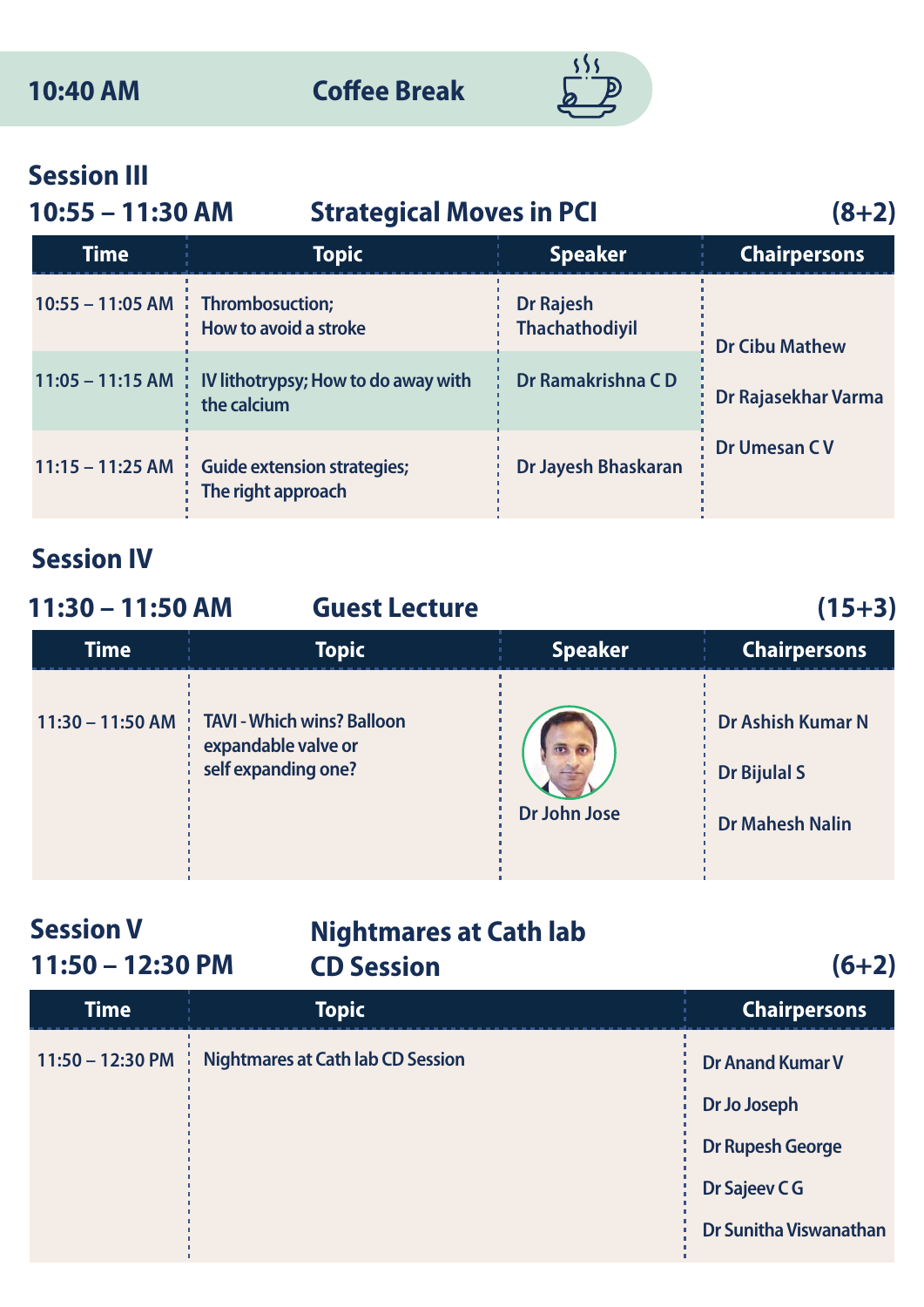**10:40 AM** **Coffee Break**

## Session III

### 10:55 – 11:30 AM Strategical Moves in PCI (8+2)

| Time | Topic | Speaker | Chairpersons |
|---|---|---|---|
| 10:55 – 11:05 AM | Thrombosuction; How to avoid a stroke | Dr Rajesh Thachathodiyil | Dr Cibu Mathew<br>Dr Rajasekhar Varma<br>Dr Umesan C V |
| 11:05 – 11:15 AM | IV lithotrypsy; How to do away with the calcium | Dr Ramakrishna C D | |
| 11:15 – 11:25 AM | Guide extension strategies; The right approach | Dr Jayesh Bhaskaran | |

## Session IV

### 11:30 – 11:50 AM Guest Lecture (15+3)

| Time | Topic | Speaker | Chairpersons |
|---|---|---|---|
| 11:30 – 11:50 AM | TAVI - Which wins? Balloon expandable valve or self expanding one? | Dr John Jose | Dr Ashish Kumar N<br>Dr Bijulal S<br>Dr Mahesh Nalin |

## Session V

### 11:50 – 12:30 PM Nightmares at Cath lab CD Session (6+2)

| Time | Topic | Chairpersons |
|---|---|---|
| 11:50 – 12:30 PM | Nightmares at Cath lab CD Session | Dr Anand Kumar V<br>Dr Jo Joseph<br>Dr Rupesh George<br>Dr Sajeev C G<br>Dr Sunitha Viswanathan |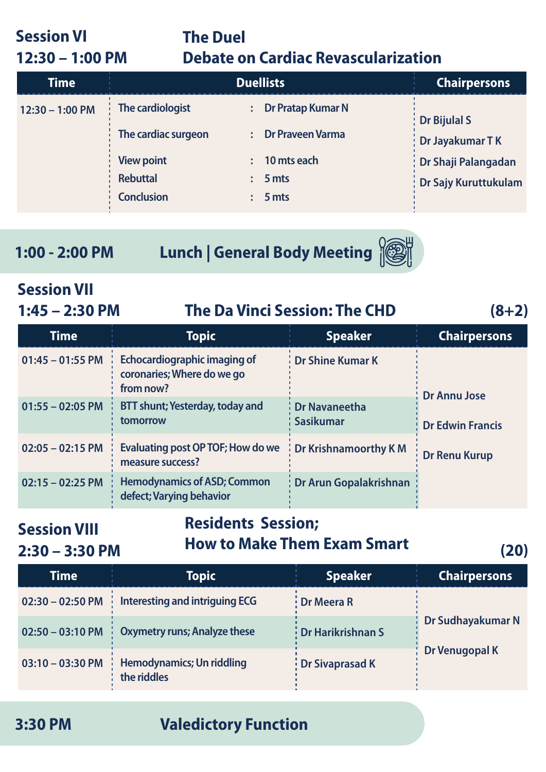## Session VI
## 12:30 – 1:00 PM

## The Duel
## Debate on Cardiac Revascularization

| Time | Duellists | | Chairpersons |
|---|---|---|---|
| 12:30 – 1:00 PM | The cardiologist | : Dr Pratap Kumar N | Dr Bijulal S<br>Dr Jayakumar T K<br>Dr Shaji Palangadan<br>Dr Sajy Kuruttukulam |
| | The cardiac surgeon | : Dr Praveen Varma | |
| | View point | : 10 mts each | |
| | Rebuttal | : 5 mts | |
| | Conclusion | : 5 mts | |

## 1:00 - 2:00 PM Lunch | General Body Meeting

## Session VII
## 1:45 – 2:30 PM

## The Da Vinci Session: The CHD (8+2)

| Time | Topic | Speaker | Chairpersons |
|---|---|---|---|
| 01:45 – 01:55 PM | Echocardiographic imaging of coronaries; Where do we go from now? | Dr Shine Kumar K | Dr Annu Jose<br>Dr Edwin Francis<br>Dr Renu Kurup |
| 01:55 – 02:05 PM | BTT shunt; Yesterday, today and tomorrow | Dr Navaneetha Sasikumar | |
| 02:05 – 02:15 PM | Evaluating post OP TOF; How do we measure success? | Dr Krishnamoorthy K M | |
| 02:15 – 02:25 PM | Hemodynamics of ASD; Common defect; Varying behavior | Dr Arun Gopalakrishnan | |

## Session VIII
## 2:30 – 3:30 PM

## Residents Session; How to Make Them Exam Smart (20)

| Time | Topic | Speaker | Chairpersons |
|---|---|---|---|
| 02:30 – 02:50 PM | Interesting and intriguing ECG | Dr Meera R | Dr Sudhayakumar N<br>Dr Venugopal K |
| 02:50 – 03:10 PM | Oxymetry runs; Analyze these | Dr Harikrishnan S | |
| 03:10 – 03:30 PM | Hemodynamics; Un riddling the riddles | Dr Sivaprasad K | |

## 3:30 PM Valedictory Function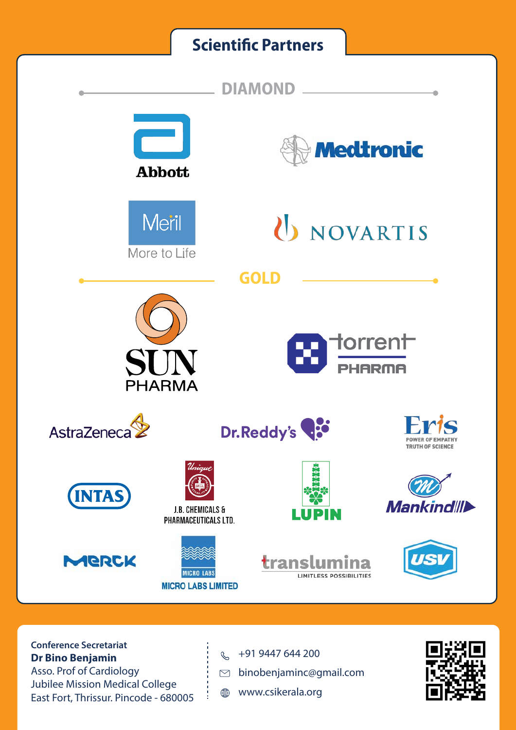## Scientific Partners

### DIAMOND

Abbott

Medtronic

Meril
More to Life

NOVARTIS

### GOLD

SUN PHARMA

torrent PHARMA

AstraZeneca

Dr.Reddy's

Eris
POWER OF EMPATHY
TRUTH OF SCIENCE

INTAS

Unique
J.B. CHEMICALS & PHARMACEUTICALS LTD.

LUPIN

Mankind

MERCK

MICRO LABS
MICRO LABS LIMITED

translumina
LIMITLESS POSSIBILITIES

USV

---

**Conference Secretariat**
**Dr Bino Benjamin**
Asso. Prof of Cardiology
Jubilee Mission Medical College
East Fort, Thrissur. Pincode - 680005

+91 9447 644 200
binobenjaminc@gmail.com
www.csikerala.org